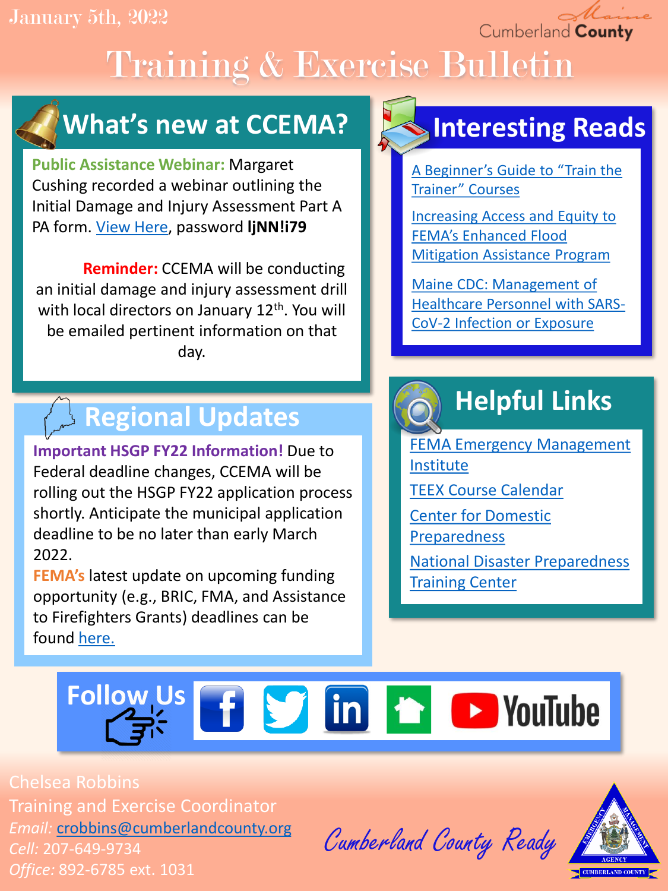January 5th, 2022

Cumberland County

# Training & Exercise Bulletin

## What's new at CCEMA?

**Public Assistance Webinar:** Margaret Cushing recorded a webinar outlining the Initial Damage and Injury Assessment Part A PA form. View Here, password **ljNN!i79**

**Reminder:** CCEMA will be conducting an initial damage and injury assessment drill with local directors on January 12th. You will be emailed pertinent information on that day.

## Interesting Reads

- A Beginner's Guide to "Train the Trainer" Courses
- Increasing Access and Equity to FEMA's Enhanced Flood Mitigation Assistance Program
- Maine CDC: Management of Healthcare Personnel with SARS-CoV-2 Infection or Exposure

## Regional Updates

**Important HSGP FY22 Information!** Due to Federal deadline changes, CCEMA will be rolling out the HSGP FY22 application process shortly. Anticipate the municipal application deadline to be no later than early March 2022.

**FEMA's** latest update on upcoming funding opportunity (e.g., BRIC, FMA, and Assistance to Firefighters Grants) deadlines can be found here.

## Helpful Links

- FEMA Emergency Management Institute
- TEEX Course Calendar
- Center for Domestic Preparedness
- National Disaster Preparedness Training Center

## Follow Us

Chelsea Robbins
Training and Exercise Coordinator
*Email:* crobbins@cumberlandcounty.org
*Cell:* 207-649-9734
*Office:* 892-6785 ext. 1031

Cumberland County Ready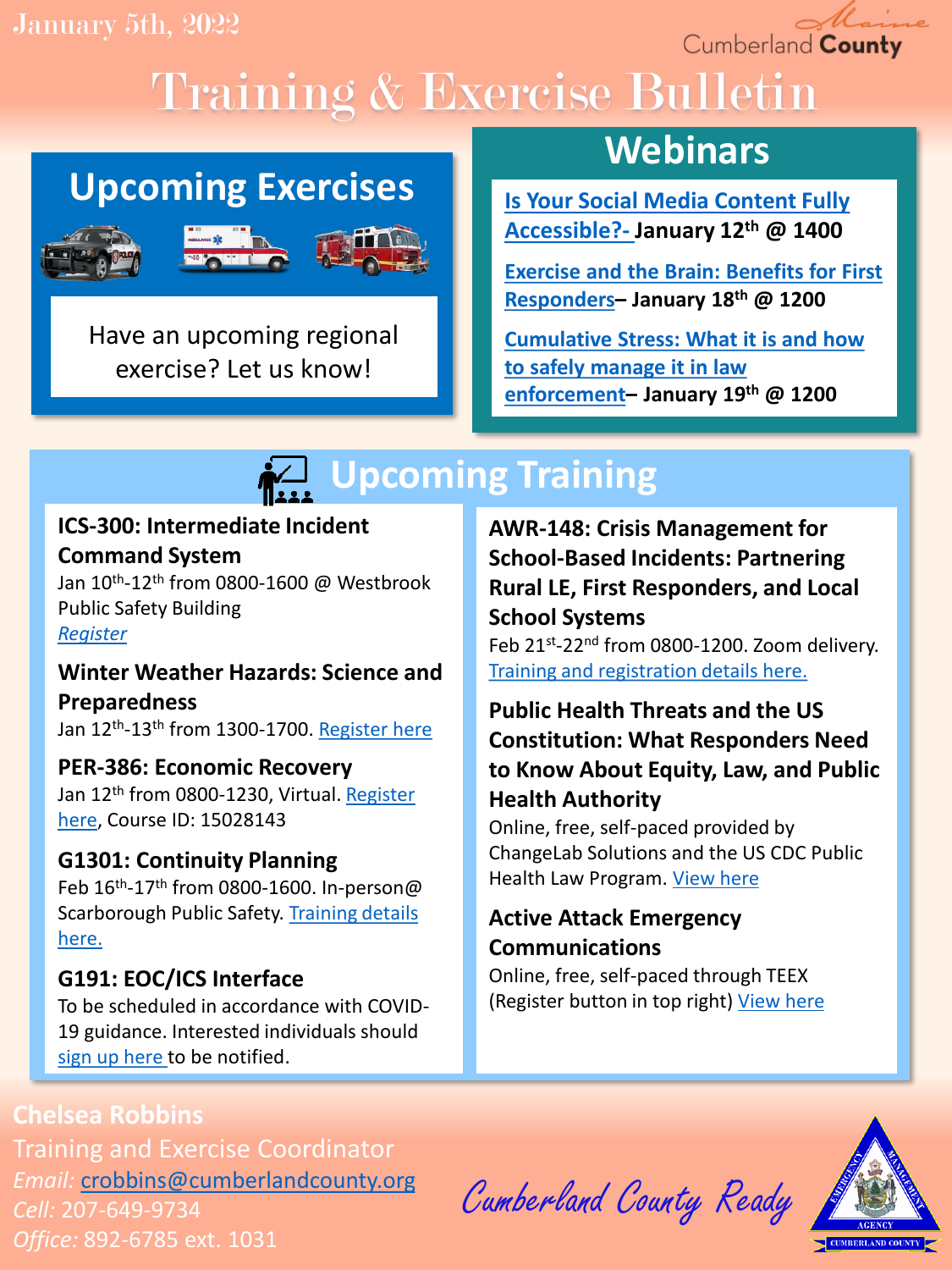January 5th, 2022

Maine Cumberland **County**

# Training & Exercise Bulletin

## Upcoming Exercises

Have an upcoming regional exercise? Let us know!

## Webinars

Is Your Social Media Content Fully Accessible?- **January 12th @ 1400**

Exercise and the Brain: Benefits for First Responders**– January 18th @ 1200**

Cumulative Stress: What it is and how to safely manage it in law enforcement**– January 19th @ 1200**

## Upcoming Training

**ICS-300: Intermediate Incident Command System**
Jan 10th-12th from 0800-1600 @ Westbrook Public Safety Building
*Register*

**Winter Weather Hazards: Science and Preparedness**
Jan 12th-13th from 1300-1700. Register here

**PER-386: Economic Recovery**
Jan 12th from 0800-1230, Virtual. Register here, Course ID: 15028143

**G1301: Continuity Planning**
Feb 16th-17th from 0800-1600. In-person@ Scarborough Public Safety. Training details here.

**G191: EOC/ICS Interface**
To be scheduled in accordance with COVID-19 guidance. Interested individuals should sign up here to be notified.

**AWR-148: Crisis Management for School-Based Incidents: Partnering Rural LE, First Responders, and Local School Systems**
Feb 21st-22nd from 0800-1200. Zoom delivery. Training and registration details here.

**Public Health Threats and the US Constitution: What Responders Need to Know About Equity, Law, and Public Health Authority**
Online, free, self-paced provided by ChangeLab Solutions and the US CDC Public Health Law Program. View here

**Active Attack Emergency Communications**
Online, free, self-paced through TEEX (Register button in top right) View here

**Chelsea Robbins**
Training and Exercise Coordinator
*Email:* crobbins@cumberlandcounty.org
*Cell:* 207-649-9734
*Office:* 892-6785 ext. 1031

Cumberland County Ready